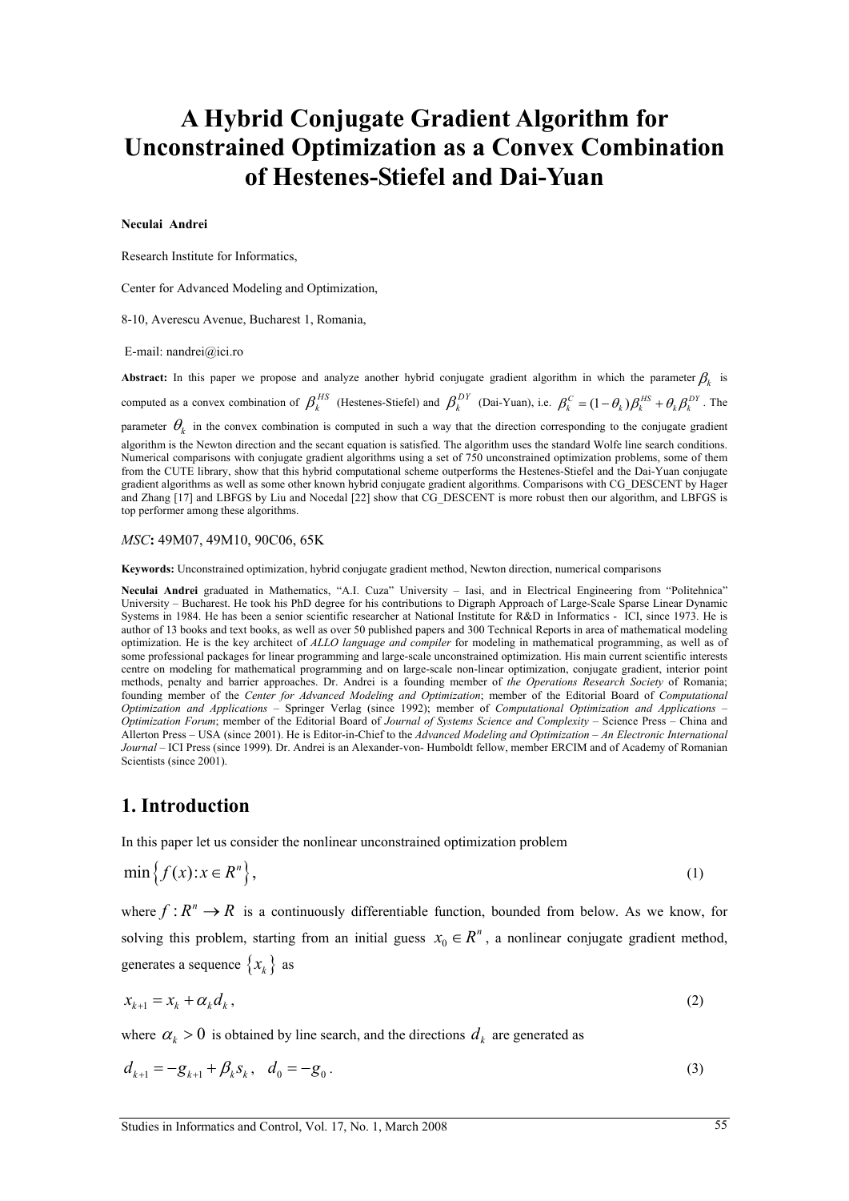# A Hybrid Conjugate Gradient Algorithm for Unconstrained Optimization as a Convex Combination of Hestenes-Stiefel and Dai-Yuan

**Neculai Andrei**

Research Institute for Informatics,

Center for Advanced Modeling and Optimization,

8-10, Averescu Avenue, Bucharest 1, Romania,

E-mail: nandrei@ici.ro

**Abstract:** In this paper we propose and analyze another hybrid conjugate gradient algorithm in which the parameter $\beta_k$ is computed as a convex combination of $\beta_k^{HS}$ (Hestenes-Stiefel) and $\beta_k^{DY}$ (Dai-Yuan), i.e. $\beta_k^C = (1-\theta_k)\beta_k^{HS} + \theta_k \beta_k^{DY}$. The parameter $\theta_k$ in the convex combination is computed in such a way that the direction corresponding to the conjugate gradient algorithm is the Newton direction and the secant equation is satisfied. The algorithm uses the standard Wolfe line search conditions. Numerical comparisons with conjugate gradient algorithms using a set of 750 unconstrained optimization problems, some of them from the CUTE library, show that this hybrid computational scheme outperforms the Hestenes-Stiefel and the Dai-Yuan conjugate gradient algorithms as well as some other known hybrid conjugate gradient algorithms. Comparisons with CG_DESCENT by Hager and Zhang [17] and LBFGS by Liu and Nocedal [22] show that CG_DESCENT is more robust then our algorithm, and LBFGS is top performer among these algorithms.

*MSC***:** 49M07, 49M10, 90C06, 65K

**Keywords:** Unconstrained optimization, hybrid conjugate gradient method, Newton direction, numerical comparisons

**Neculai Andrei** graduated in Mathematics, "A.I. Cuza" University – Iasi, and in Electrical Engineering from "Politehnica" University – Bucharest. He took his PhD degree for his contributions to Digraph Approach of Large-Scale Sparse Linear Dynamic Systems in 1984. He has been a senior scientific researcher at National Institute for R&D in Informatics - ICI, since 1973. He is author of 13 books and text books, as well as over 50 published papers and 300 Technical Reports in area of mathematical modeling optimization. He is the key architect of *ALLO language and compiler* for modeling in mathematical programming, as well as of some professional packages for linear programming and large-scale unconstrained optimization. His main current scientific interests centre on modeling for mathematical programming and on large-scale non-linear optimization, conjugate gradient, interior point methods, penalty and barrier approaches. Dr. Andrei is a founding member of *the Operations Research Society* of Romania; founding member of the *Center for Advanced Modeling and Optimization*; member of the Editorial Board of *Computational Optimization and Applications* – Springer Verlag (since 1992); member of *Computational Optimization and Applications – Optimization Forum*; member of the Editorial Board of *Journal of Systems Science and Complexity* – Science Press – China and Allerton Press – USA (since 2001). He is Editor-in-Chief to the *Advanced Modeling and Optimization – An Electronic International Journal* – ICI Press (since 1999). Dr. Andrei is an Alexander-von- Humboldt fellow, member ERCIM and of Academy of Romanian Scientists (since 2001).

## 1. Introduction

In this paper let us consider the nonlinear unconstrained optimization problem

$$\min\left\{ f(x) : x \in R^n \right\}, \tag{1}$$

where $f : R^n \to R$ is a continuously differentiable function, bounded from below. As we know, for solving this problem, starting from an initial guess $x_0 \in R^n$, a nonlinear conjugate gradient method, generates a sequence $\{x_k\}$ as

$$x_{k+1} = x_k + \alpha_k d_k, \tag{2}$$

where $\alpha_k > 0$ is obtained by line search, and the directions $d_k$ are generated as

$$d_{k+1} = -g_{k+1} + \beta_k s_k, \quad d_0 = -g_0. \tag{3}$$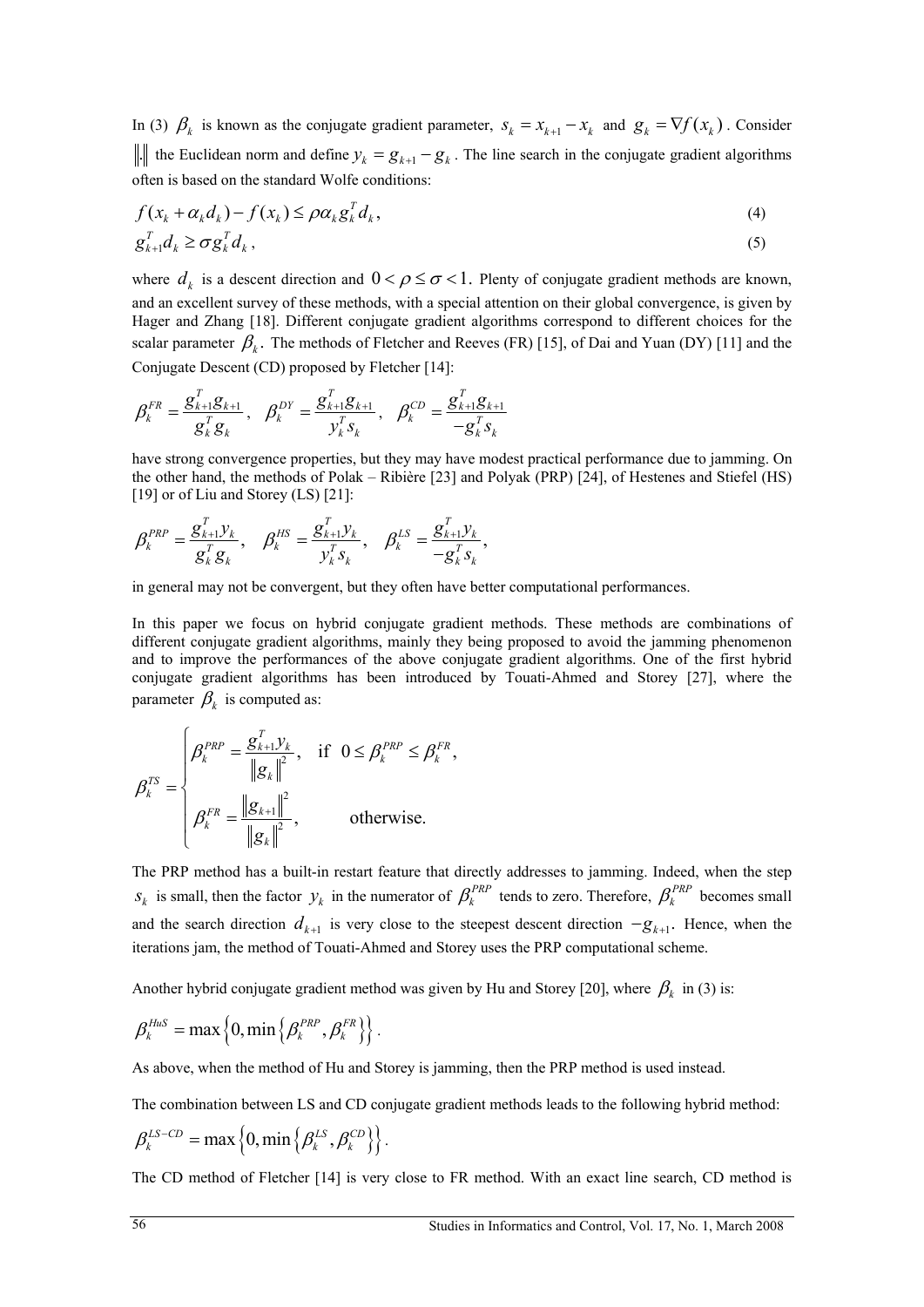In (3) $\beta_k$ is known as the conjugate gradient parameter, $s_k = x_{k+1} - x_k$ and $g_k = \nabla f(x_k)$. Consider $\|.\|$ the Euclidean norm and define $y_k = g_{k+1} - g_k$. The line search in the conjugate gradient algorithms often is based on the standard Wolfe conditions:

$$f(x_k + \alpha_k d_k) - f(x_k) \leq \rho \alpha_k g_k^T d_k, \tag{4}$$

$$g_{k+1}^T d_k \geq \sigma g_k^T d_k, \tag{5}$$

where $d_k$ is a descent direction and $0 < \rho \leq \sigma < 1$. Plenty of conjugate gradient methods are known, and an excellent survey of these methods, with a special attention on their global convergence, is given by Hager and Zhang [18]. Different conjugate gradient algorithms correspond to different choices for the scalar parameter $\beta_k$. The methods of Fletcher and Reeves (FR) [15], of Dai and Yuan (DY) [11] and the Conjugate Descent (CD) proposed by Fletcher [14]:

$$\beta_k^{FR} = \frac{g_{k+1}^T g_{k+1}}{g_k^T g_k}, \quad \beta_k^{DY} = \frac{g_{k+1}^T g_{k+1}}{y_k^T s_k}, \quad \beta_k^{CD} = \frac{g_{k+1}^T g_{k+1}}{-g_k^T s_k}$$

have strong convergence properties, but they may have modest practical performance due to jamming. On the other hand, the methods of Polak – Ribière [23] and Polyak (PRP) [24], of Hestenes and Stiefel (HS) [19] or of Liu and Storey (LS) [21]:

$$\beta_k^{PRP} = \frac{g_{k+1}^T y_k}{g_k^T g_k}, \quad \beta_k^{HS} = \frac{g_{k+1}^T y_k}{y_k^T s_k}, \quad \beta_k^{LS} = \frac{g_{k+1}^T y_k}{-g_k^T s_k},$$

in general may not be convergent, but they often have better computational performances.

In this paper we focus on hybrid conjugate gradient methods. These methods are combinations of different conjugate gradient algorithms, mainly they being proposed to avoid the jamming phenomenon and to improve the performances of the above conjugate gradient algorithms. One of the first hybrid conjugate gradient algorithms has been introduced by Touati-Ahmed and Storey [27], where the parameter $\beta_k$ is computed as:

$$\beta_k^{TS} = \begin{cases} \beta_k^{PRP} = \dfrac{g_{k+1}^T y_k}{\|g_k\|^2}, & \text{if } 0 \leq \beta_k^{PRP} \leq \beta_k^{FR}, \\[2ex] \beta_k^{FR} = \dfrac{\|g_{k+1}\|^2}{\|g_k\|^2}, & \text{otherwise.} \end{cases}$$

The PRP method has a built-in restart feature that directly addresses to jamming. Indeed, when the step $s_k$ is small, then the factor $y_k$ in the numerator of $\beta_k^{PRP}$ tends to zero. Therefore, $\beta_k^{PRP}$ becomes small and the search direction $d_{k+1}$ is very close to the steepest descent direction $-g_{k+1}$. Hence, when the iterations jam, the method of Touati-Ahmed and Storey uses the PRP computational scheme.

Another hybrid conjugate gradient method was given by Hu and Storey [20], where $\beta_k$ in (3) is:

$$\beta_k^{HuS} = \max\left\{0, \min\left\{\beta_k^{PRP}, \beta_k^{FR}\right\}\right\}.$$

As above, when the method of Hu and Storey is jamming, then the PRP method is used instead.

The combination between LS and CD conjugate gradient methods leads to the following hybrid method:

$$\beta_k^{LS-CD} = \max\left\{0, \min\left\{\beta_k^{LS}, \beta_k^{CD}\right\}\right\}.$$

The CD method of Fletcher [14] is very close to FR method. With an exact line search, CD method is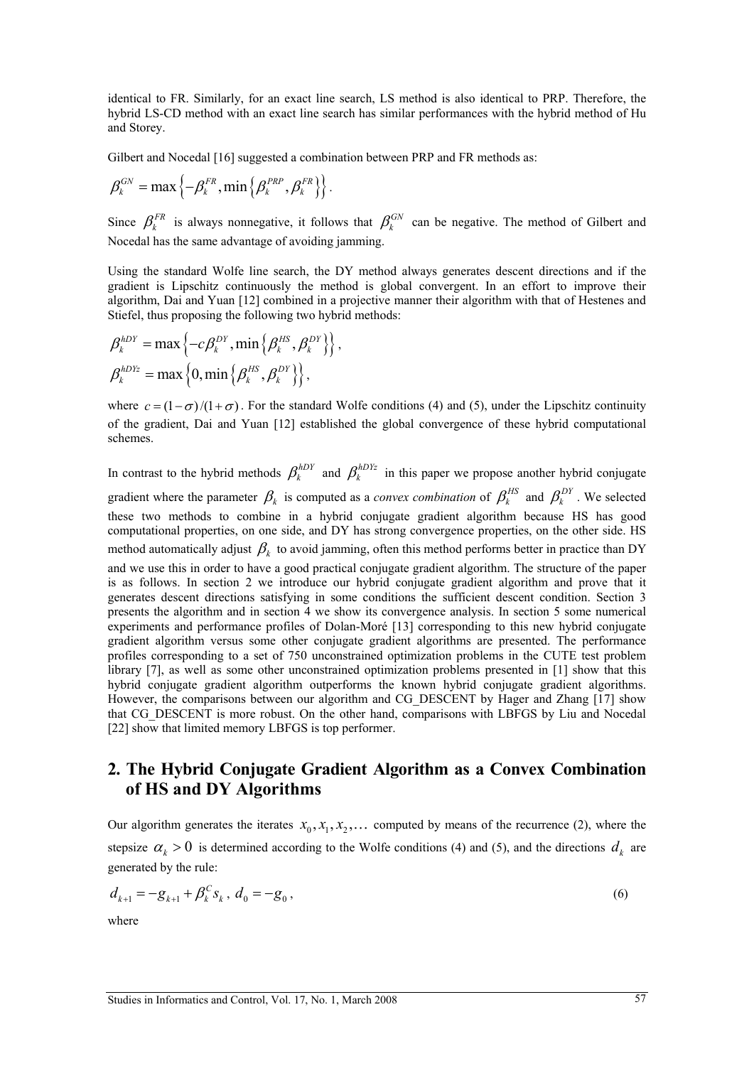identical to FR. Similarly, for an exact line search, LS method is also identical to PRP. Therefore, the hybrid LS-CD method with an exact line search has similar performances with the hybrid method of Hu and Storey.

Gilbert and Nocedal [16] suggested a combination between PRP and FR methods as:

$$\beta_k^{GN} = \max\left\{-\beta_k^{FR}, \min\left\{\beta_k^{PRP}, \beta_k^{FR}\right\}\right\}.$$

Since $\beta_k^{FR}$ is always nonnegative, it follows that $\beta_k^{GN}$ can be negative. The method of Gilbert and Nocedal has the same advantage of avoiding jamming.

Using the standard Wolfe line search, the DY method always generates descent directions and if the gradient is Lipschitz continuously the method is global convergent. In an effort to improve their algorithm, Dai and Yuan [12] combined in a projective manner their algorithm with that of Hestenes and Stiefel, thus proposing the following two hybrid methods:

$$\beta_k^{hDY} = \max\left\{-c\beta_k^{DY}, \min\left\{\beta_k^{HS}, \beta_k^{DY}\right\}\right\},$$

$$\beta_k^{hDYz} = \max\left\{0, \min\left\{\beta_k^{HS}, \beta_k^{DY}\right\}\right\},$$

where $c = (1-\sigma)/(1+\sigma)$. For the standard Wolfe conditions (4) and (5), under the Lipschitz continuity of the gradient, Dai and Yuan [12] established the global convergence of these hybrid computational schemes.

In contrast to the hybrid methods $\beta_k^{hDY}$ and $\beta_k^{hDYz}$ in this paper we propose another hybrid conjugate gradient where the parameter $\beta_k$ is computed as a *convex combination* of $\beta_k^{HS}$ and $\beta_k^{DY}$. We selected these two methods to combine in a hybrid conjugate gradient algorithm because HS has good computational properties, on one side, and DY has strong convergence properties, on the other side. HS method automatically adjust $\beta_k$ to avoid jamming, often this method performs better in practice than DY and we use this in order to have a good practical conjugate gradient algorithm. The structure of the paper is as follows. In section 2 we introduce our hybrid conjugate gradient algorithm and prove that it generates descent directions satisfying in some conditions the sufficient descent condition. Section 3 presents the algorithm and in section 4 we show its convergence analysis. In section 5 some numerical experiments and performance profiles of Dolan-Moré [13] corresponding to this new hybrid conjugate gradient algorithm versus some other conjugate gradient algorithms are presented. The performance profiles corresponding to a set of 750 unconstrained optimization problems in the CUTE test problem library [7], as well as some other unconstrained optimization problems presented in [1] show that this hybrid conjugate gradient algorithm outperforms the known hybrid conjugate gradient algorithms. However, the comparisons between our algorithm and CG_DESCENT by Hager and Zhang [17] show that CG_DESCENT is more robust. On the other hand, comparisons with LBFGS by Liu and Nocedal [22] show that limited memory LBFGS is top performer.

## 2. The Hybrid Conjugate Gradient Algorithm as a Convex Combination of HS and DY Algorithms

Our algorithm generates the iterates $x_0, x_1, x_2, \ldots$ computed by means of the recurrence (2), where the stepsize $\alpha_k > 0$ is determined according to the Wolfe conditions (4) and (5), and the directions $d_k$ are generated by the rule:

$$d_{k+1} = -g_{k+1} + \beta_k^C s_k, \; d_0 = -g_0, \tag{6}$$

where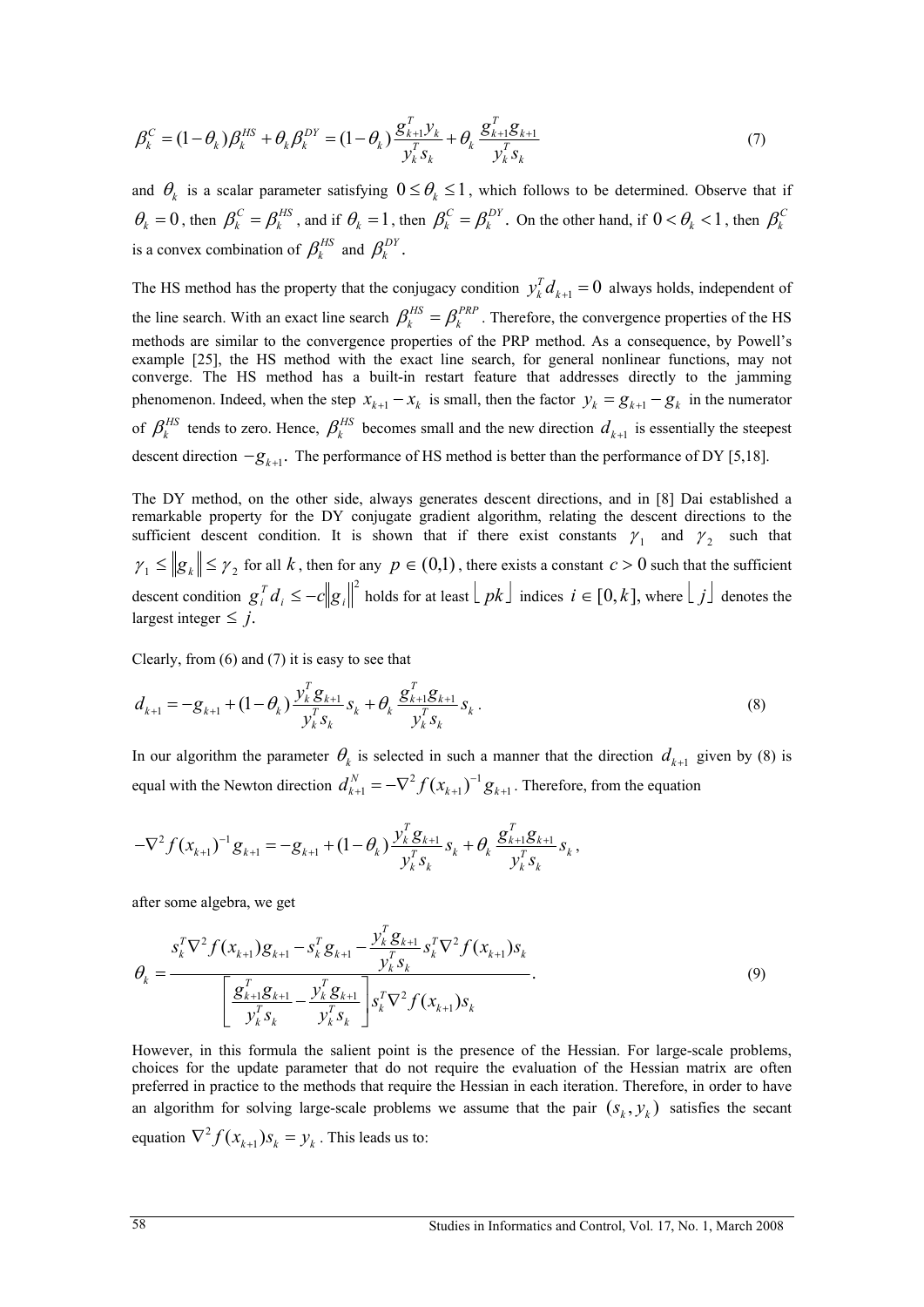$$\beta_k^C = (1-\theta_k)\beta_k^{HS} + \theta_k \beta_k^{DY} = (1-\theta_k)\frac{g_{k+1}^T y_k}{y_k^T s_k} + \theta_k \frac{g_{k+1}^T g_{k+1}}{y_k^T s_k} \tag{7}$$

and $\theta_k$ is a scalar parameter satisfying $0 \le \theta_k \le 1$, which follows to be determined. Observe that if $\theta_k = 0$, then $\beta_k^C = \beta_k^{HS}$, and if $\theta_k = 1$, then $\beta_k^C = \beta_k^{DY}$. On the other hand, if $0 < \theta_k < 1$, then $\beta_k^C$ is a convex combination of $\beta_k^{HS}$ and $\beta_k^{DY}$.

The HS method has the property that the conjugacy condition $y_k^T d_{k+1} = 0$ always holds, independent of the line search. With an exact line search $\beta_k^{HS} = \beta_k^{PRP}$. Therefore, the convergence properties of the HS methods are similar to the convergence properties of the PRP method. As a consequence, by Powell's example [25], the HS method with the exact line search, for general nonlinear functions, may not converge. The HS method has a built-in restart feature that addresses directly to the jamming phenomenon. Indeed, when the step $x_{k+1} - x_k$ is small, then the factor $y_k = g_{k+1} - g_k$ in the numerator of $\beta_k^{HS}$ tends to zero. Hence, $\beta_k^{HS}$ becomes small and the new direction $d_{k+1}$ is essentially the steepest descent direction $-g_{k+1}$. The performance of HS method is better than the performance of DY [5,18].

The DY method, on the other side, always generates descent directions, and in [8] Dai established a remarkable property for the DY conjugate gradient algorithm, relating the descent directions to the sufficient descent condition. It is shown that if there exist constants $\gamma_1$ and $\gamma_2$ such that $\gamma_1 \le \|g_k\| \le \gamma_2$ for all $k$, then for any $p \in (0,1)$, there exists a constant $c > 0$ such that the sufficient descent condition $g_i^T d_i \le -c\|g_i\|^2$ holds for at least $\lfloor pk \rfloor$ indices $i \in [0,k]$, where $\lfloor j \rfloor$ denotes the largest integer $\le j$.

Clearly, from (6) and (7) it is easy to see that

$$d_{k+1} = -g_{k+1} + (1-\theta_k)\frac{y_k^T g_{k+1}}{y_k^T s_k} s_k + \theta_k \frac{g_{k+1}^T g_{k+1}}{y_k^T s_k} s_k. \tag{8}$$

In our algorithm the parameter $\theta_k$ is selected in such a manner that the direction $d_{k+1}$ given by (8) is equal with the Newton direction $d_{k+1}^N = -\nabla^2 f(x_{k+1})^{-1} g_{k+1}$. Therefore, from the equation

$$-\nabla^2 f(x_{k+1})^{-1} g_{k+1} = -g_{k+1} + (1-\theta_k)\frac{y_k^T g_{k+1}}{y_k^T s_k} s_k + \theta_k \frac{g_{k+1}^T g_{k+1}}{y_k^T s_k} s_k,$$

after some algebra, we get

$$\theta_k = \frac{s_k^T \nabla^2 f(x_{k+1}) g_{k+1} - s_k^T g_{k+1} - \dfrac{y_k^T g_{k+1}}{y_k^T s_k} s_k^T \nabla^2 f(x_{k+1}) s_k}{\left[\dfrac{g_{k+1}^T g_{k+1}}{y_k^T s_k} - \dfrac{y_k^T g_{k+1}}{y_k^T s_k}\right] s_k^T \nabla^2 f(x_{k+1}) s_k}. \tag{9}$$

However, in this formula the salient point is the presence of the Hessian. For large-scale problems, choices for the update parameter that do not require the evaluation of the Hessian matrix are often preferred in practice to the methods that require the Hessian in each iteration. Therefore, in order to have an algorithm for solving large-scale problems we assume that the pair $(s_k, y_k)$ satisfies the secant equation $\nabla^2 f(x_{k+1}) s_k = y_k$. This leads us to: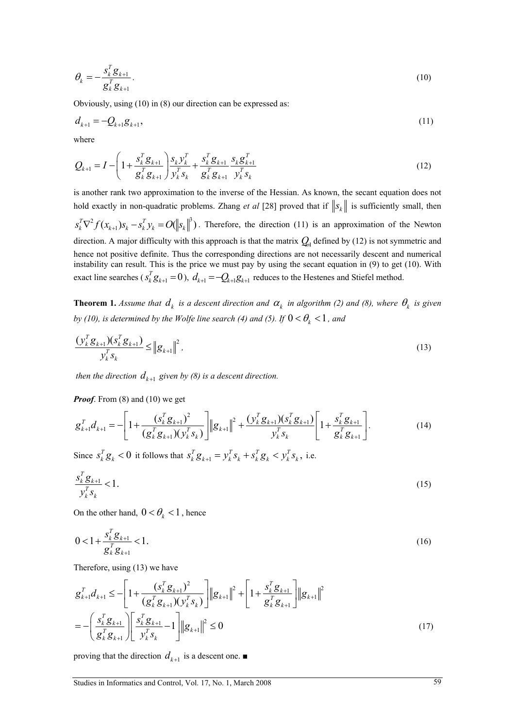$$\theta_k = -\frac{s_k^T g_{k+1}}{g_k^T g_{k+1}}. \tag{10}$$

Obviously, using (10) in (8) our direction can be expressed as:

$$d_{k+1} = -Q_{k+1} g_{k+1}, \tag{11}$$

where

$$Q_{k+1} = I - \left(1 + \frac{s_k^T g_{k+1}}{g_k^T g_{k+1}}\right) \frac{s_k y_k^T}{y_k^T s_k} + \frac{s_k^T g_{k+1}}{g_k^T g_{k+1}} \frac{s_k g_{k+1}^T}{y_k^T s_k} \tag{12}$$

is another rank two approximation to the inverse of the Hessian. As known, the secant equation does not hold exactly in non-quadratic problems. Zhang *et al* [28] proved that if $\|s_k\|$ is sufficiently small, then $s_k^T \nabla^2 f(x_{k+1}) s_k - s_k^T y_k = O(\|s_k\|^3)$. Therefore, the direction (11) is an approximation of the Newton direction. A major difficulty with this approach is that the matrix $Q_{k+1}$ defined by (12) is not symmetric and hence not positive definite. Thus the corresponding directions are not necessarily descent and numerical instability can result. This is the price we must pay by using the secant equation in (9) to get (10). With exact line searches ($s_k^T g_{k+1} = 0$), $d_{k+1} = -Q_{k+1} g_{k+1}$ reduces to the Hestenes and Stiefel method.

**Theorem 1.** *Assume that $d_k$ is a descent direction and $\alpha_k$ in algorithm (2) and (8), where $\theta_k$ is given by (10), is determined by the Wolfe line search (4) and (5). If $0 < \theta_k < 1$, and*

$$\frac{(y_k^T g_{k+1})(s_k^T g_{k+1})}{y_k^T s_k} \leq \|g_{k+1}\|^2, \tag{13}$$

*then the direction $d_{k+1}$ given by (8) is a descent direction.*

***Proof***. From (8) and (10) we get

$$g_{k+1}^T d_{k+1} = -\left[1 + \frac{(s_k^T g_{k+1})^2}{(g_k^T g_{k+1})(y_k^T s_k)}\right] \|g_{k+1}\|^2 + \frac{(y_k^T g_{k+1})(s_k^T g_{k+1})}{y_k^T s_k} \left[1 + \frac{s_k^T g_{k+1}}{g_k^T g_{k+1}}\right]. \tag{14}$$

Since $s_k^T g_k < 0$ it follows that $s_k^T g_{k+1} = y_k^T s_k + s_k^T g_k < y_k^T s_k$, i.e.

$$\frac{s_k^T g_{k+1}}{y_k^T s_k} < 1. \tag{15}$$

On the other hand, $0 < \theta_k < 1$, hence

$$0 < 1 + \frac{s_k^T g_{k+1}}{g_k^T g_{k+1}} < 1. \tag{16}$$

Therefore, using (13) we have

$$\begin{aligned} g_{k+1}^T d_{k+1} &\leq -\left[1 + \frac{(s_k^T g_{k+1})^2}{(g_k^T g_{k+1})(y_k^T s_k)}\right] \|g_{k+1}\|^2 + \left[1 + \frac{s_k^T g_{k+1}}{g_k^T g_{k+1}}\right] \|g_{k+1}\|^2 \\ &= -\left(\frac{s_k^T g_{k+1}}{g_k^T g_{k+1}}\right) \left[\frac{s_k^T g_{k+1}}{y_k^T s_k} - 1\right] \|g_{k+1}\|^2 \leq 0 \end{aligned} \tag{17}$$

proving that the direction $d_{k+1}$ is a descent one. ■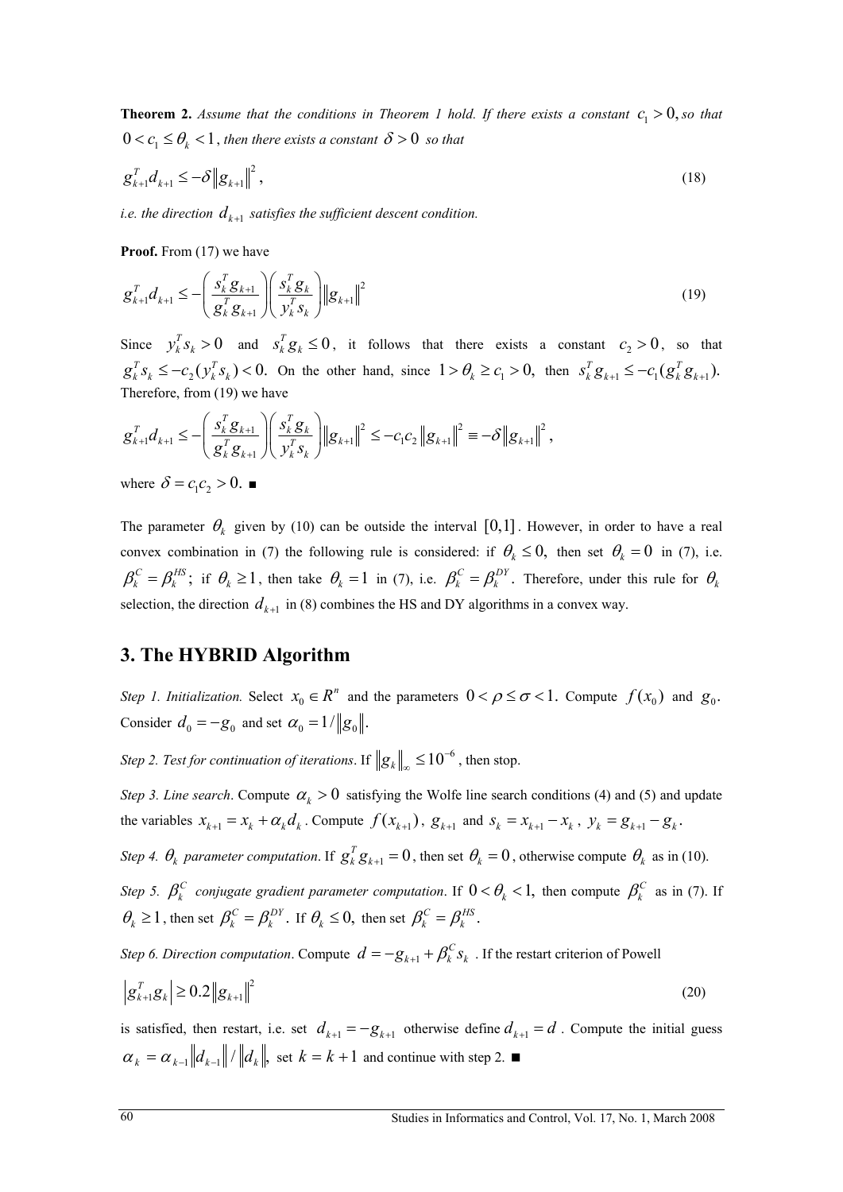**Theorem 2.** *Assume that the conditions in Theorem 1 hold. If there exists a constant $c_1 > 0,$ so that $0 < c_1 \le \theta_k < 1$, then there exists a constant $\delta > 0$ so that*

$$g_{k+1}^T d_{k+1} \le -\delta \left\| g_{k+1} \right\|^2, \tag{18}$$

*i.e. the direction $d_{k+1}$ satisfies the sufficient descent condition.*

**Proof.** From (17) we have

$$g_{k+1}^T d_{k+1} \le -\left( \frac{s_k^T g_{k+1}}{g_k^T g_{k+1}} \right) \left( \frac{s_k^T g_k}{y_k^T s_k} \right) \left\| g_{k+1} \right\|^2 \tag{19}$$

Since $y_k^T s_k > 0$ and $s_k^T g_k \le 0$, it follows that there exists a constant $c_2 > 0$, so that $g_k^T s_k \le -c_2 (y_k^T s_k) < 0.$ On the other hand, since $1 > \theta_k \ge c_1 > 0,$ then $s_k^T g_{k+1} \le -c_1 (g_k^T g_{k+1}).$ Therefore, from (19) we have

$$g_{k+1}^T d_{k+1} \le -\left( \frac{s_k^T g_{k+1}}{g_k^T g_{k+1}} \right) \left( \frac{s_k^T g_k}{y_k^T s_k} \right) \left\| g_{k+1} \right\|^2 \le -c_1 c_2 \left\| g_{k+1} \right\|^2 \equiv -\delta \left\| g_{k+1} \right\|^2,$$

where $\delta = c_1 c_2 > 0.$ ■

The parameter $\theta_k$ given by (10) can be outside the interval $[0,1]$. However, in order to have a real convex combination in (7) the following rule is considered: if $\theta_k \le 0,$ then set $\theta_k = 0$ in (7), i.e. $\beta_k^C = \beta_k^{HS}$; if $\theta_k \ge 1$, then take $\theta_k = 1$ in (7), i.e. $\beta_k^C = \beta_k^{DY}$. Therefore, under this rule for $\theta_k$ selection, the direction $d_{k+1}$ in (8) combines the HS and DY algorithms in a convex way.

## 3. The HYBRID Algorithm

*Step 1. Initialization.* Select $x_0 \in R^n$ and the parameters $0 < \rho \le \sigma < 1.$ Compute $f(x_0)$ and $g_0$. Consider $d_0 = -g_0$ and set $\alpha_0 = 1/\left\| g_0 \right\|.$

*Step 2. Test for continuation of iterations.* If $\left\| g_k \right\|_\infty \le 10^{-6}$, then stop.

*Step 3. Line search.* Compute $\alpha_k > 0$ satisfying the Wolfe line search conditions (4) and (5) and update the variables $x_{k+1} = x_k + \alpha_k d_k$. Compute $f(x_{k+1})$, $g_{k+1}$ and $s_k = x_{k+1} - x_k$, $y_k = g_{k+1} - g_k$.

*Step 4. $\theta_k$ parameter computation.* If $g_k^T g_{k+1} = 0$, then set $\theta_k = 0$, otherwise compute $\theta_k$ as in (10).

*Step 5. $\beta_k^C$ conjugate gradient parameter computation.* If $0 < \theta_k < 1,$ then compute $\beta_k^C$ as in (7). If $\theta_k \ge 1$, then set $\beta_k^C = \beta_k^{DY}$. If $\theta_k \le 0,$ then set $\beta_k^C = \beta_k^{HS}$.

*Step 6. Direction computation.* Compute $d = -g_{k+1} + \beta_k^C s_k$. If the restart criterion of Powell

$$\left| g_{k+1}^T g_k \right| \ge 0.2 \left\| g_{k+1} \right\|^2 \tag{20}$$

is satisfied, then restart, i.e. set $d_{k+1} = -g_{k+1}$ otherwise define $d_{k+1} = d$. Compute the initial guess $\alpha_k = \alpha_{k-1} \left\| d_{k-1} \right\| / \left\| d_k \right\|,$ set $k = k+1$ and continue with step 2. ■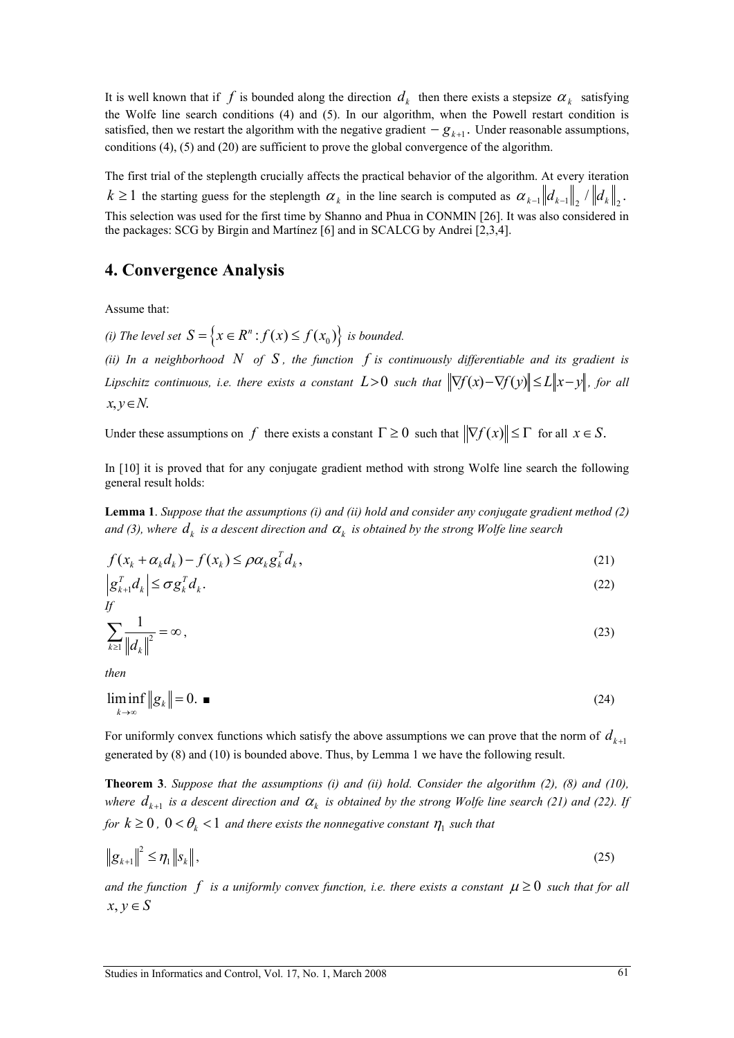It is well known that if $f$ is bounded along the direction $d_k$ then there exists a stepsize $\alpha_k$ satisfying the Wolfe line search conditions (4) and (5). In our algorithm, when the Powell restart condition is satisfied, then we restart the algorithm with the negative gradient $-g_{k+1}$. Under reasonable assumptions, conditions (4), (5) and (20) are sufficient to prove the global convergence of the algorithm.

The first trial of the steplength crucially affects the practical behavior of the algorithm. At every iteration $k \geq 1$ the starting guess for the steplength $\alpha_k$ in the line search is computed as $\alpha_{k-1} \left\| d_{k-1} \right\|_2 / \left\| d_k \right\|_2$. This selection was used for the first time by Shanno and Phua in CONMIN [26]. It was also considered in the packages: SCG by Birgin and Martínez [6] and in SCALCG by Andrei [2,3,4].

## 4. Convergence Analysis

Assume that:

*(i) The level set* $S = \left\{ x \in R^n : f(x) \leq f(x_0) \right\}$ *is bounded.*

*(ii) In a neighborhood* $N$ *of* $S$*, the function* $f$ *is continuously differentiable and its gradient is Lipschitz continuous, i.e. there exists a constant* $L > 0$ *such that* $\left\| \nabla f(x) - \nabla f(y) \right\| \leq L \left\| x - y \right\|$*, for all* $x, y \in N.$

Under these assumptions on $f$ there exists a constant $\Gamma \geq 0$ such that $\left\| \nabla f(x) \right\| \leq \Gamma$ for all $x \in S.$

In [10] it is proved that for any conjugate gradient method with strong Wolfe line search the following general result holds:

**Lemma 1**. *Suppose that the assumptions (i) and (ii) hold and consider any conjugate gradient method (2) and (3), where* $d_k$ *is a descent direction and* $\alpha_k$ *is obtained by the strong Wolfe line search*

$$f(x_k + \alpha_k d_k) - f(x_k) \leq \rho \alpha_k g_k^T d_k, \tag{21}$$

$$\left| g_{k+1}^T d_k \right| \leq \sigma g_k^T d_k. \tag{22}$$

*If*

$$\sum_{k \geq 1} \frac{1}{\left\| d_k \right\|^2} = \infty, \tag{23}$$

*then*

$$\liminf_{k \to \infty} \left\| g_k \right\| = 0. \ \blacksquare \tag{24}$$

For uniformly convex functions which satisfy the above assumptions we can prove that the norm of $d_{k+1}$ generated by (8) and (10) is bounded above. Thus, by Lemma 1 we have the following result.

**Theorem 3**. *Suppose that the assumptions (i) and (ii) hold. Consider the algorithm (2), (8) and (10), where* $d_{k+1}$ *is a descent direction and* $\alpha_k$ *is obtained by the strong Wolfe line search (21) and (22). If for* $k \geq 0$*,* $0 < \theta_k < 1$ *and there exists the nonnegative constant* $\eta_1$ *such that*

$$\left\| g_{k+1} \right\|^2 \leq \eta_1 \left\| s_k \right\|, \tag{25}$$

*and the function* $f$ *is a uniformly convex function, i.e. there exists a constant* $\mu \geq 0$ *such that for all* $x, y \in S$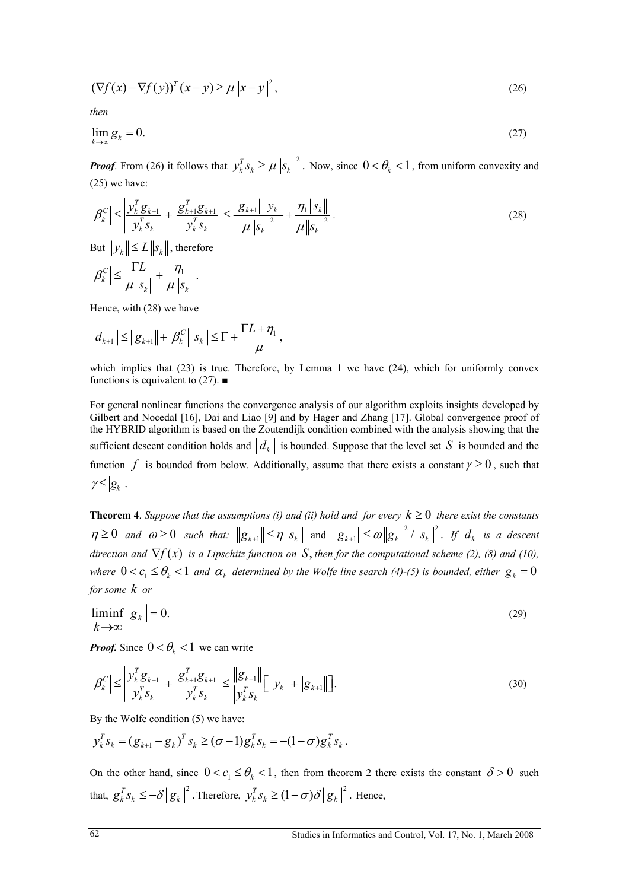$$(\nabla f(x) - \nabla f(y))^T (x - y) \geq \mu \|x - y\|^2, \tag{26}$$

*then*

$$\lim_{k \to \infty} g_k = 0. \tag{27}$$

***Proof***. From (26) it follows that $y_k^T s_k \geq \mu \|s_k\|^2$. Now, since $0 < \theta_k < 1$, from uniform convexity and (25) we have:

$$\left|\beta_k^C\right| \leq \left|\frac{y_k^T g_{k+1}}{y_k^T s_k}\right| + \left|\frac{g_{k+1}^T g_{k+1}}{y_k^T s_k}\right| \leq \frac{\|g_{k+1}\| \|y_k\|}{\mu \|s_k\|^2} + \frac{\eta_1 \|s_k\|}{\mu \|s_k\|^2}. \tag{28}$$

But $\|y_k\| \leq L \|s_k\|$, therefore

$$\left|\beta_k^C\right| \leq \frac{\Gamma L}{\mu \|s_k\|} + \frac{\eta_1}{\mu \|s_k\|}.$$

Hence, with (28) we have

$$\|d_{k+1}\| \leq \|g_{k+1}\| + \left|\beta_k^C\right| \|s_k\| \leq \Gamma + \frac{\Gamma L + \eta_1}{\mu},$$

which implies that (23) is true. Therefore, by Lemma 1 we have (24), which for uniformly convex functions is equivalent to (27). ■

For general nonlinear functions the convergence analysis of our algorithm exploits insights developed by Gilbert and Nocedal [16], Dai and Liao [9] and by Hager and Zhang [17]. Global convergence proof of the HYBRID algorithm is based on the Zoutendijk condition combined with the analysis showing that the sufficient descent condition holds and $\|d_k\|$ is bounded. Suppose that the level set $S$ is bounded and the function $f$ is bounded from below. Additionally, assume that there exists a constant $\gamma \geq 0$, such that $\gamma \leq \|g_k\|$.

**Theorem 4**. *Suppose that the assumptions (i) and (ii) hold and for every $k \geq 0$ there exist the constants $\eta \geq 0$ and $\omega \geq 0$ such that:* $\|g_{k+1}\| \leq \eta \|s_k\|$ and $\|g_{k+1}\| \leq \omega \|g_k\|^2 / \|s_k\|^2$. *If $d_k$ is a descent direction and $\nabla f(x)$ is a Lipschitz function on $S$, then for the computational scheme (2), (8) and (10), where $0 < c_1 \leq \theta_k < 1$ and $\alpha_k$ determined by the Wolfe line search (4)-(5) is bounded, either $g_k = 0$ for some $k$ or*

$$\liminf_{k \to \infty} \|g_k\| = 0. \tag{29}$$

***Proof.*** Since $0 < \theta_k < 1$ we can write

$$\left|\beta_k^C\right| \leq \left|\frac{y_k^T g_{k+1}}{y_k^T s_k}\right| + \left|\frac{g_{k+1}^T g_{k+1}}{y_k^T s_k}\right| \leq \frac{\|g_{k+1}\|}{\left|y_k^T s_k\right|}\left[\|y_k\| + \|g_{k+1}\|\right]. \tag{30}$$

By the Wolfe condition (5) we have:

$$y_k^T s_k = (g_{k+1} - g_k)^T s_k \geq (\sigma - 1) g_k^T s_k = -(1 - \sigma) g_k^T s_k.$$

On the other hand, since $0 < c_1 \leq \theta_k < 1$, then from theorem 2 there exists the constant $\delta > 0$ such that, $g_k^T s_k \leq -\delta \|g_k\|^2$. Therefore, $y_k^T s_k \geq (1 - \sigma)\delta \|g_k\|^2$. Hence,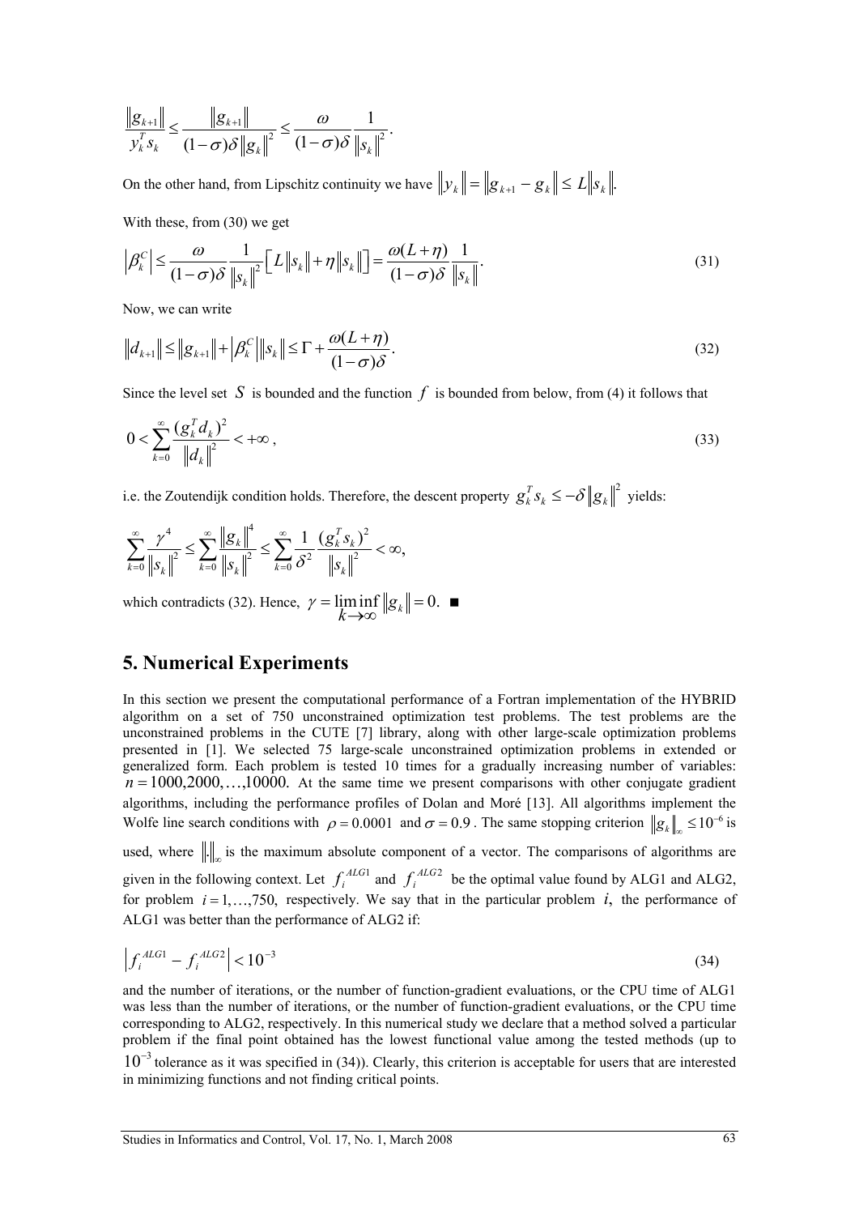$$\frac{\|g_{k+1}\|}{y_k^T s_k} \leq \frac{\|g_{k+1}\|}{(1-\sigma)\delta \|g_k\|^2} \leq \frac{\omega}{(1-\sigma)\delta} \frac{1}{\|s_k\|^2}.$$

On the other hand, from Lipschitz continuity we have $\|y_k\| = \|g_{k+1} - g_k\| \leq L\|s_k\|.$

With these, from (30) we get

$$\left|\beta_k^C\right| \leq \frac{\omega}{(1-\sigma)\delta} \frac{1}{\|s_k\|^2}\left[L\|s_k\| + \eta\|s_k\|\right] = \frac{\omega(L+\eta)}{(1-\sigma)\delta} \frac{1}{\|s_k\|}. \tag{31}$$

Now, we can write

$$\|d_{k+1}\| \leq \|g_{k+1}\| + \left|\beta_k^C\right|\|s_k\| \leq \Gamma + \frac{\omega(L+\eta)}{(1-\sigma)\delta}. \tag{32}$$

Since the level set $S$ is bounded and the function $f$ is bounded from below, from (4) it follows that

$$0 < \sum_{k=0}^{\infty} \frac{(g_k^T d_k)^2}{\|d_k\|^2} < +\infty, \tag{33}$$

i.e. the Zoutendijk condition holds. Therefore, the descent property $g_k^T s_k \leq -\delta\|g_k\|^2$ yields:

$$\sum_{k=0}^{\infty} \frac{\gamma^4}{\|s_k\|^2} \leq \sum_{k=0}^{\infty} \frac{\|g_k\|^4}{\|s_k\|^2} \leq \sum_{k=0}^{\infty} \frac{1}{\delta^2} \frac{(g_k^T s_k)^2}{\|s_k\|^2} < \infty,$$

which contradicts (32). Hence, $\gamma = \liminf_{k\to\infty} \|g_k\| = 0.$ ■

## 5. Numerical Experiments

In this section we present the computational performance of a Fortran implementation of the HYBRID algorithm on a set of 750 unconstrained optimization test problems. The test problems are the unconstrained problems in the CUTE [7] library, along with other large-scale optimization problems presented in [1]. We selected 75 large-scale unconstrained optimization problems in extended or generalized form. Each problem is tested 10 times for a gradually increasing number of variables: $n = 1000, 2000, \ldots, 10000.$ At the same time we present comparisons with other conjugate gradient algorithms, including the performance profiles of Dolan and Moré [13]. All algorithms implement the Wolfe line search conditions with $\rho = 0.0001$ and $\sigma = 0.9$. The same stopping criterion $\|g_k\|_\infty \leq 10^{-6}$ is used, where $\|.\|_\infty$ is the maximum absolute component of a vector. The comparisons of algorithms are given in the following context. Let $f_i^{ALG1}$ and $f_i^{ALG2}$ be the optimal value found by ALG1 and ALG2, for problem $i = 1, \ldots, 750,$ respectively. We say that in the particular problem $i,$ the performance of ALG1 was better than the performance of ALG2 if:

$$\left|f_i^{ALG1} - f_i^{ALG2}\right| < 10^{-3} \tag{34}$$

and the number of iterations, or the number of function-gradient evaluations, or the CPU time of ALG1 was less than the number of iterations, or the number of function-gradient evaluations, or the CPU time corresponding to ALG2, respectively. In this numerical study we declare that a method solved a particular problem if the final point obtained has the lowest functional value among the tested methods (up to $10^{-3}$ tolerance as it was specified in (34)). Clearly, this criterion is acceptable for users that are interested in minimizing functions and not finding critical points.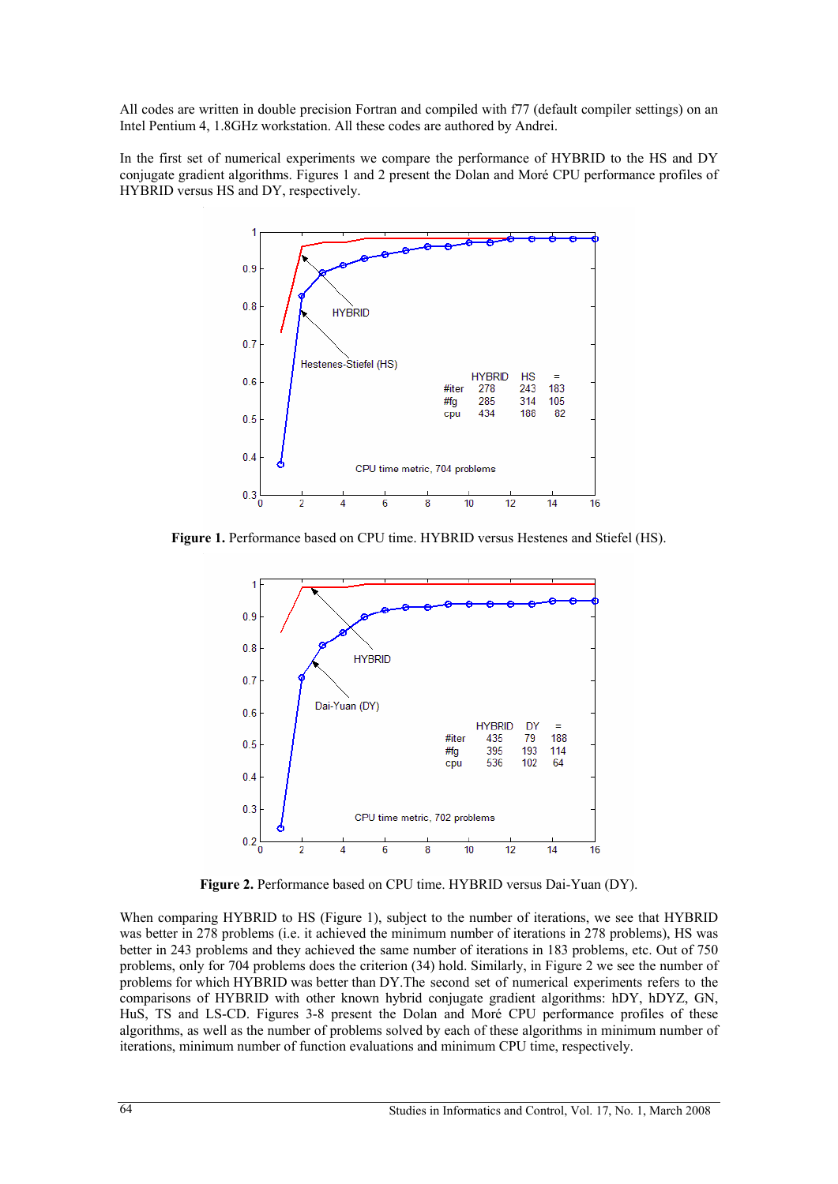All codes are written in double precision Fortran and compiled with f77 (default compiler settings) on an Intel Pentium 4, 1.8GHz workstation. All these codes are authored by Andrei.

In the first set of numerical experiments we compare the performance of HYBRID to the HS and DY conjugate gradient algorithms. Figures 1 and 2 present the Dolan and Moré CPU performance profiles of HYBRID versus HS and DY, respectively.

|  | HYBRID | HS | = |
|---|---|---|---|
| #iter | 278 | 243 | 183 |
| #fg | 285 | 314 | 105 |
| cpu | 434 | 188 | 82 |

CPU time metric, 704 problems

**Figure 1.** Performance based on CPU time. HYBRID versus Hestenes and Stiefel (HS).

|  | HYBRID | DY | = |
|---|---|---|---|
| #iter | 435 | 79 | 188 |
| #fg | 395 | 193 | 114 |
| cpu | 536 | 102 | 64 |

CPU time metric, 702 problems

**Figure 2.** Performance based on CPU time. HYBRID versus Dai-Yuan (DY).

When comparing HYBRID to HS (Figure 1), subject to the number of iterations, we see that HYBRID was better in 278 problems (i.e. it achieved the minimum number of iterations in 278 problems), HS was better in 243 problems and they achieved the same number of iterations in 183 problems, etc. Out of 750 problems, only for 704 problems does the criterion (34) hold. Similarly, in Figure 2 we see the number of problems for which HYBRID was better than DY.The second set of numerical experiments refers to the comparisons of HYBRID with other known hybrid conjugate gradient algorithms: hDY, hDYZ, GN, HuS, TS and LS-CD. Figures 3-8 present the Dolan and Moré CPU performance profiles of these algorithms, as well as the number of problems solved by each of these algorithms in minimum number of iterations, minimum number of function evaluations and minimum CPU time, respectively.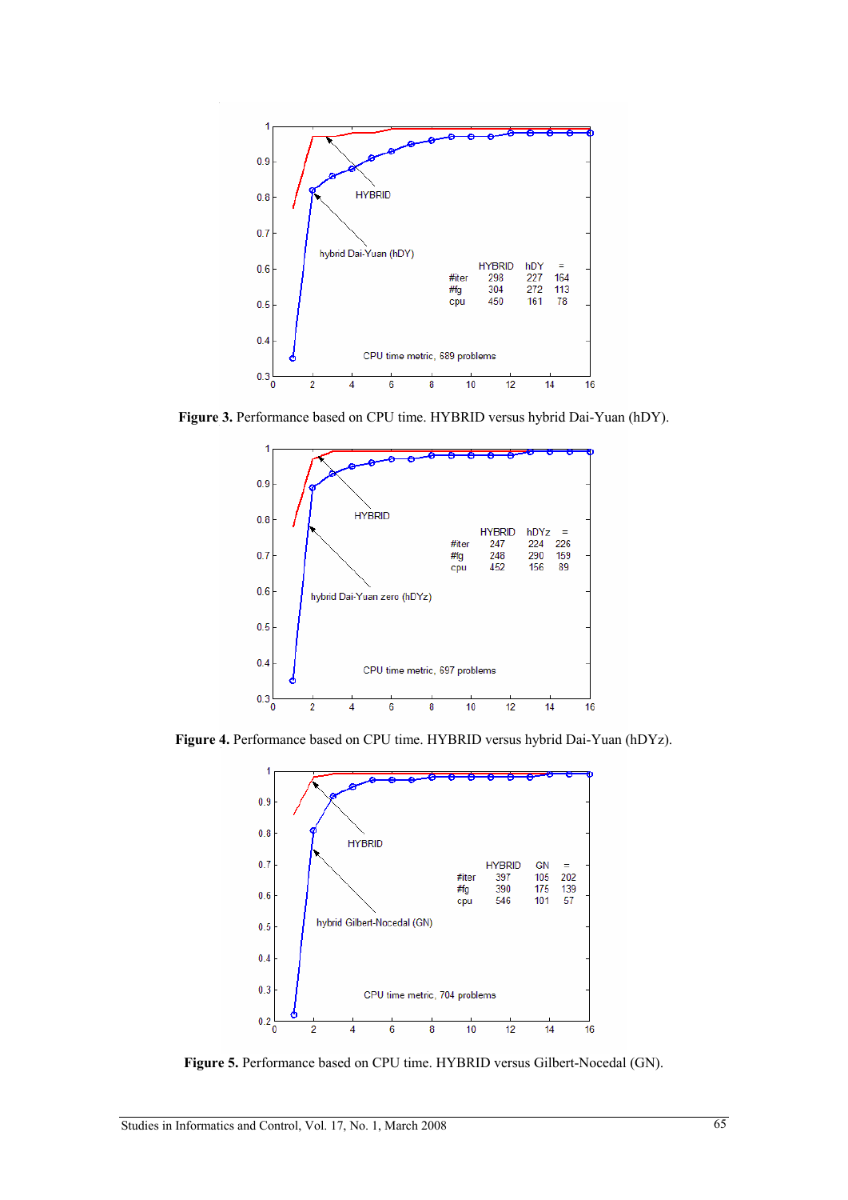Figure 3. Performance based on CPU time. HYBRID versus hybrid Dai-Yuan (hDY).

Figure 4. Performance based on CPU time. HYBRID versus hybrid Dai-Yuan (hDYz).

Figure 5. Performance based on CPU time. HYBRID versus Gilbert-Nocedal (GN).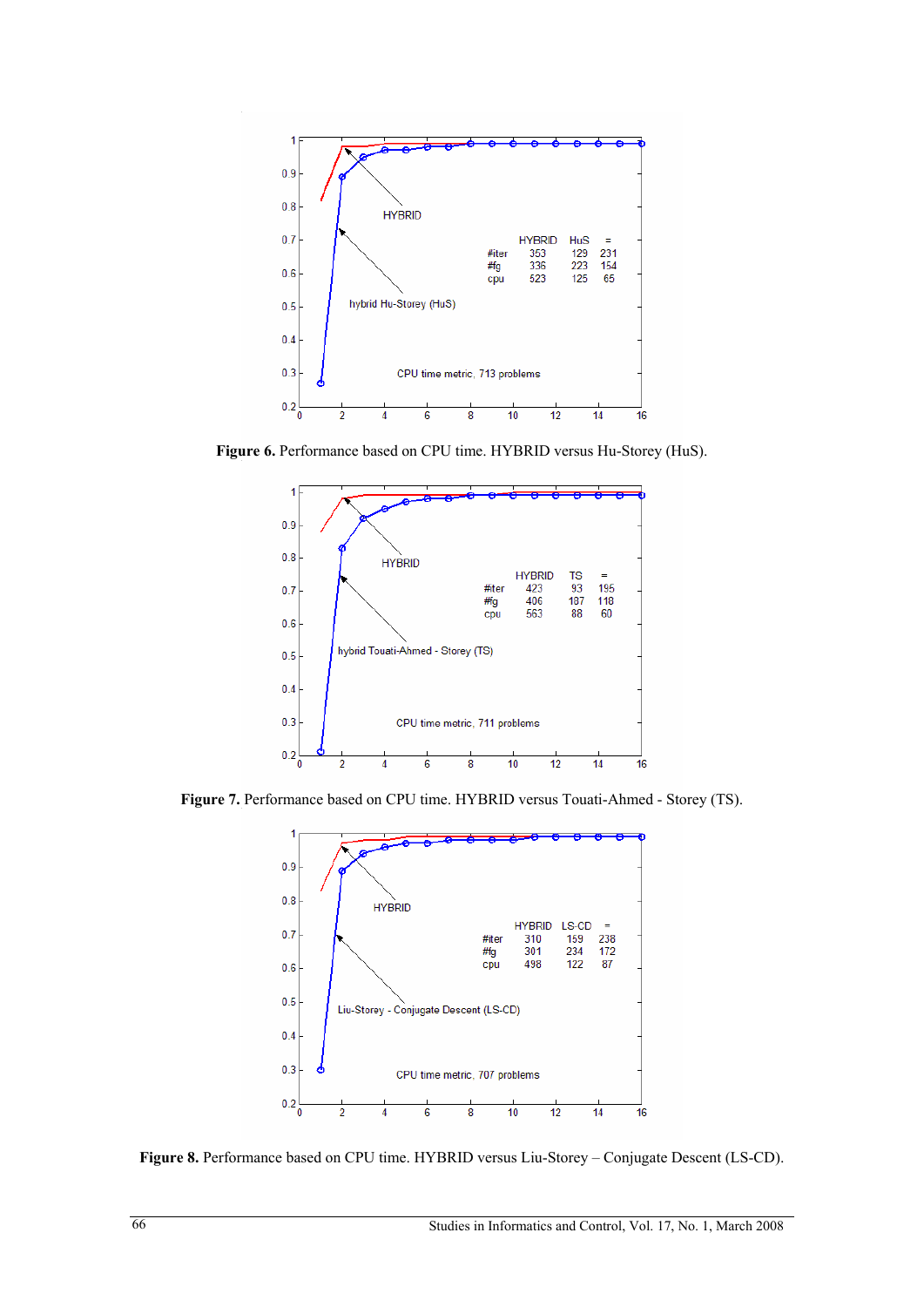Figure 6. Performance based on CPU time. HYBRID versus Hu-Storey (HuS).

Figure 7. Performance based on CPU time. HYBRID versus Touati-Ahmed - Storey (TS).

Figure 8. Performance based on CPU time. HYBRID versus Liu-Storey – Conjugate Descent (LS-CD).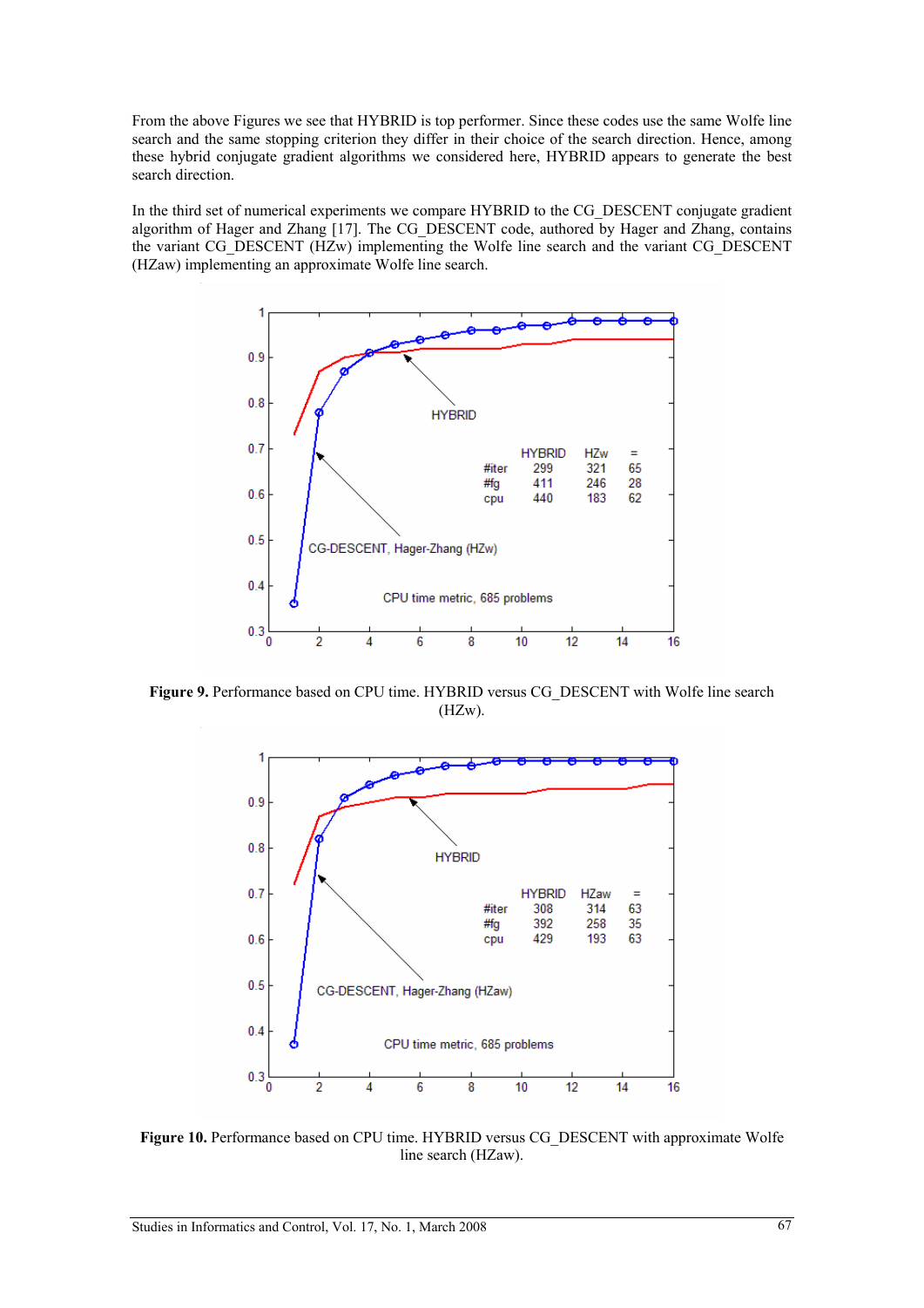From the above Figures we see that HYBRID is top performer. Since these codes use the same Wolfe line search and the same stopping criterion they differ in their choice of the search direction. Hence, among these hybrid conjugate gradient algorithms we considered here, HYBRID appears to generate the best search direction.

In the third set of numerical experiments we compare HYBRID to the CG_DESCENT conjugate gradient algorithm of Hager and Zhang [17]. The CG_DESCENT code, authored by Hager and Zhang, contains the variant CG_DESCENT (HZw) implementing the Wolfe line search and the variant CG_DESCENT (HZaw) implementing an approximate Wolfe line search.

|  | HYBRID | HZw | = |
|---|---|---|---|
| #iter | 299 | 321 | 65 |
| #fg | 411 | 246 | 28 |
| cpu | 440 | 183 | 62 |

**Figure 9.** Performance based on CPU time. HYBRID versus CG_DESCENT with Wolfe line search (HZw).

|  | HYBRID | HZaw | = |
|---|---|---|---|
| #iter | 308 | 314 | 63 |
| #fg | 392 | 258 | 35 |
| cpu | 429 | 193 | 63 |

**Figure 10.** Performance based on CPU time. HYBRID versus CG_DESCENT with approximate Wolfe line search (HZaw).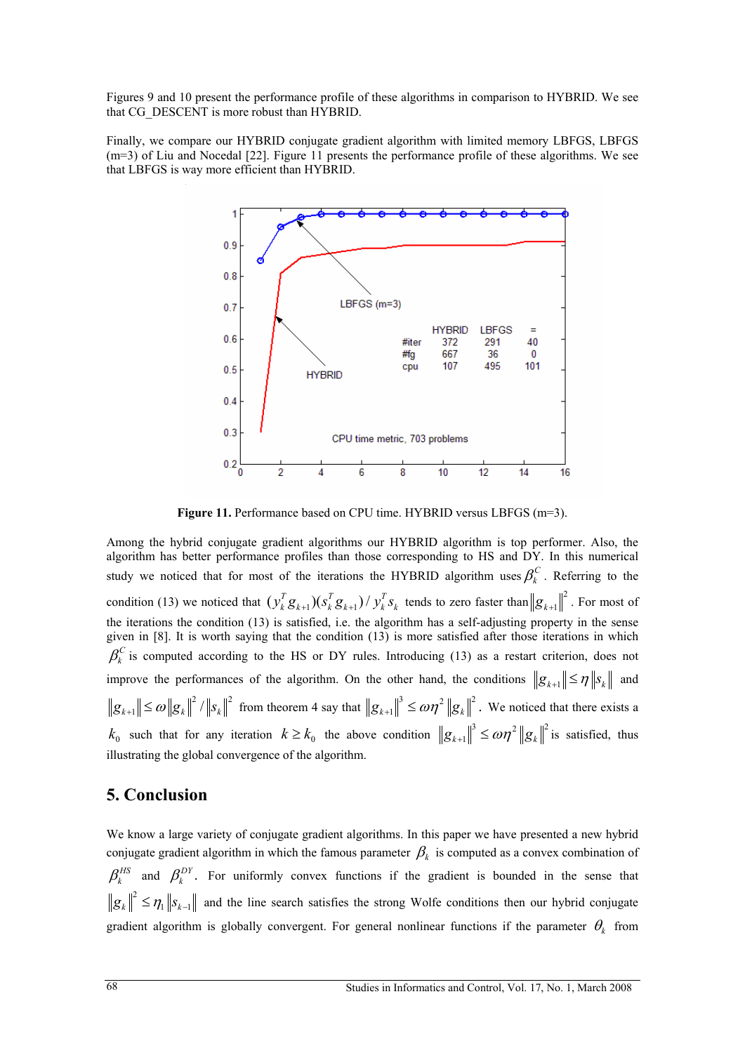Figures 9 and 10 present the performance profile of these algorithms in comparison to HYBRID. We see that CG_DESCENT is more robust than HYBRID.

Finally, we compare our HYBRID conjugate gradient algorithm with limited memory LBFGS, LBFGS (m=3) of Liu and Nocedal [22]. Figure 11 presents the performance profile of these algorithms. We see that LBFGS is way more efficient than HYBRID.

**Figure 11.** Performance based on CPU time. HYBRID versus LBFGS (m=3).

Among the hybrid conjugate gradient algorithms our HYBRID algorithm is top performer. Also, the algorithm has better performance profiles than those corresponding to HS and DY. In this numerical study we noticed that for most of the iterations the HYBRID algorithm uses $\beta_k^C$. Referring to the condition (13) we noticed that $(y_k^T g_{k+1})(s_k^T g_{k+1})/y_k^T s_k$ tends to zero faster than $\|g_{k+1}\|^2$. For most of the iterations the condition (13) is satisfied, i.e. the algorithm has a self-adjusting property in the sense given in [8]. It is worth saying that the condition (13) is more satisfied after those iterations in which $\beta_k^C$ is computed according to the HS or DY rules. Introducing (13) as a restart criterion, does not improve the performances of the algorithm. On the other hand, the conditions $\|g_{k+1}\| \leq \eta \|s_k\|$ and $\|g_{k+1}\| \leq \omega \|g_k\|^2 / \|s_k\|^2$ from theorem 4 say that $\|g_{k+1}\|^3 \leq \omega \eta^2 \|g_k\|^2$. We noticed that there exists a $k_0$ such that for any iteration $k \geq k_0$ the above condition $\|g_{k+1}\|^3 \leq \omega \eta^2 \|g_k\|^2$ is satisfied, thus illustrating the global convergence of the algorithm.

## 5. Conclusion

We know a large variety of conjugate gradient algorithms. In this paper we have presented a new hybrid conjugate gradient algorithm in which the famous parameter $\beta_k$ is computed as a convex combination of $\beta_k^{HS}$ and $\beta_k^{DY}$. For uniformly convex functions if the gradient is bounded in the sense that $\|g_k\|^2 \leq \eta_1 \|s_{k-1}\|$ and the line search satisfies the strong Wolfe conditions then our hybrid conjugate gradient algorithm is globally convergent. For general nonlinear functions if the parameter $\theta_k$ from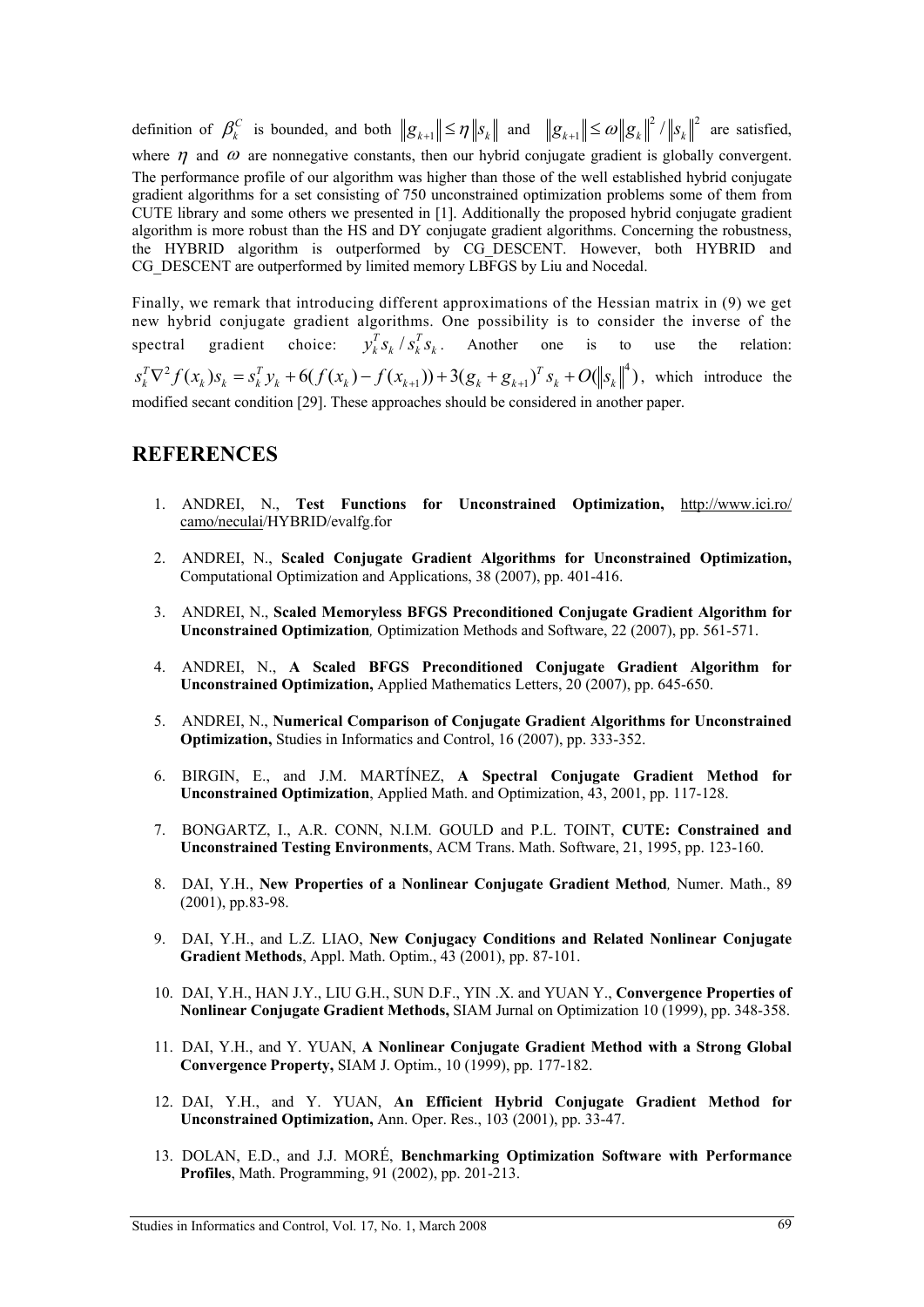definition of $\beta_k^C$ is bounded, and both $\|g_{k+1}\| \le \eta \|s_k\|$ and $\|g_{k+1}\| \le \omega \|g_k\|^2 / \|s_k\|^2$ are satisfied, where $\eta$ and $\omega$ are nonnegative constants, then our hybrid conjugate gradient is globally convergent. The performance profile of our algorithm was higher than those of the well established hybrid conjugate gradient algorithms for a set consisting of 750 unconstrained optimization problems some of them from CUTE library and some others we presented in [1]. Additionally the proposed hybrid conjugate gradient algorithm is more robust than the HS and DY conjugate gradient algorithms. Concerning the robustness, the HYBRID algorithm is outperformed by CG_DESCENT. However, both HYBRID and CG_DESCENT are outperformed by limited memory LBFGS by Liu and Nocedal.

Finally, we remark that introducing different approximations of the Hessian matrix in (9) we get new hybrid conjugate gradient algorithms. One possibility is to consider the inverse of the spectral gradient choice: $y_k^T s_k / s_k^T s_k$. Another one is to use the relation: $s_k^T \nabla^2 f(x_k) s_k = s_k^T y_k + 6(f(x_k) - f(x_{k+1})) + 3(g_k + g_{k+1})^T s_k + O(\|s_k\|^4)$, which introduce the modified secant condition [29]. These approaches should be considered in another paper.

## REFERENCES

1. ANDREI, N., **Test Functions for Unconstrained Optimization,** http://www.ici.ro/camo/neculai/HYBRID/evalfg.for

2. ANDREI, N., **Scaled Conjugate Gradient Algorithms for Unconstrained Optimization,** Computational Optimization and Applications, 38 (2007), pp. 401-416.

3. ANDREI, N., **Scaled Memoryless BFGS Preconditioned Conjugate Gradient Algorithm for Unconstrained Optimization***,* Optimization Methods and Software, 22 (2007), pp. 561-571.

4. ANDREI, N., **A Scaled BFGS Preconditioned Conjugate Gradient Algorithm for Unconstrained Optimization,** Applied Mathematics Letters, 20 (2007), pp. 645-650.

5. ANDREI, N., **Numerical Comparison of Conjugate Gradient Algorithms for Unconstrained Optimization,** Studies in Informatics and Control, 16 (2007), pp. 333-352.

6. BIRGIN, E., and J.M. MARTÍNEZ, **A Spectral Conjugate Gradient Method for Unconstrained Optimization**, Applied Math. and Optimization, 43, 2001, pp. 117-128.

7. BONGARTZ, I., A.R. CONN, N.I.M. GOULD and P.L. TOINT, **CUTE: Constrained and Unconstrained Testing Environments**, ACM Trans. Math. Software, 21, 1995, pp. 123-160.

8. DAI, Y.H., **New Properties of a Nonlinear Conjugate Gradient Method***,* Numer. Math., 89 (2001), pp.83-98.

9. DAI, Y.H., and L.Z. LIAO, **New Conjugacy Conditions and Related Nonlinear Conjugate Gradient Methods**, Appl. Math. Optim., 43 (2001), pp. 87-101.

10. DAI, Y.H., HAN J.Y., LIU G.H., SUN D.F., YIN .X. and YUAN Y., **Convergence Properties of Nonlinear Conjugate Gradient Methods,** SIAM Jurnal on Optimization 10 (1999), pp. 348-358.

11. DAI, Y.H., and Y. YUAN, **A Nonlinear Conjugate Gradient Method with a Strong Global Convergence Property,** SIAM J. Optim., 10 (1999), pp. 177-182.

12. DAI, Y.H., and Y. YUAN, **An Efficient Hybrid Conjugate Gradient Method for Unconstrained Optimization,** Ann. Oper. Res., 103 (2001), pp. 33-47.

13. DOLAN, E.D., and J.J. MORÉ, **Benchmarking Optimization Software with Performance Profiles**, Math. Programming, 91 (2002), pp. 201-213.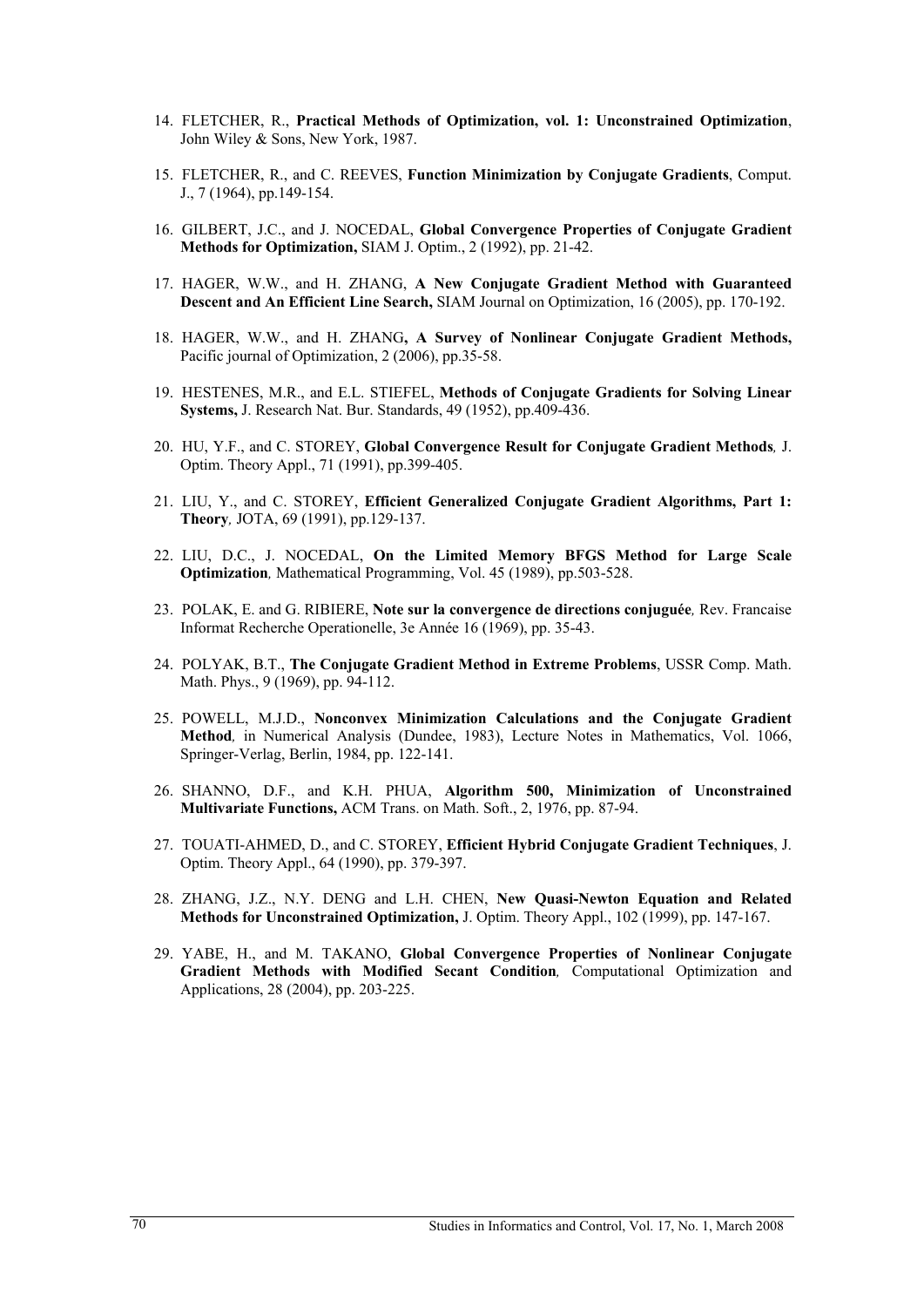14. FLETCHER, R., **Practical Methods of Optimization, vol. 1: Unconstrained Optimization**, John Wiley & Sons, New York, 1987.

15. FLETCHER, R., and C. REEVES, **Function Minimization by Conjugate Gradients**, Comput. J., 7 (1964), pp.149-154.

16. GILBERT, J.C., and J. NOCEDAL, **Global Convergence Properties of Conjugate Gradient Methods for Optimization,** SIAM J. Optim., 2 (1992), pp. 21-42.

17. HAGER, W.W., and H. ZHANG, **A New Conjugate Gradient Method with Guaranteed Descent and An Efficient Line Search,** SIAM Journal on Optimization, 16 (2005), pp. 170-192.

18. HAGER, W.W., and H. ZHANG**, A Survey of Nonlinear Conjugate Gradient Methods,** Pacific journal of Optimization, 2 (2006), pp.35-58.

19. HESTENES, M.R., and E.L. STIEFEL, **Methods of Conjugate Gradients for Solving Linear Systems,** J. Research Nat. Bur. Standards, 49 (1952), pp.409-436.

20. HU, Y.F., and C. STOREY, **Global Convergence Result for Conjugate Gradient Methods***,* J. Optim. Theory Appl., 71 (1991), pp.399-405.

21. LIU, Y., and C. STOREY, **Efficient Generalized Conjugate Gradient Algorithms, Part 1: Theory***,* JOTA, 69 (1991), pp.129-137.

22. LIU, D.C., J. NOCEDAL, **On the Limited Memory BFGS Method for Large Scale Optimization***,* Mathematical Programming, Vol. 45 (1989), pp.503-528.

23. POLAK, E. and G. RIBIERE, **Note sur la convergence de directions conjuguée***,* Rev. Francaise Informat Recherche Operationelle, 3e Année 16 (1969), pp. 35-43.

24. POLYAK, B.T., **The Conjugate Gradient Method in Extreme Problems**, USSR Comp. Math. Math. Phys., 9 (1969), pp. 94-112.

25. POWELL, M.J.D., **Nonconvex Minimization Calculations and the Conjugate Gradient Method***,* in Numerical Analysis (Dundee, 1983), Lecture Notes in Mathematics, Vol. 1066, Springer-Verlag, Berlin, 1984, pp. 122-141.

26. SHANNO, D.F., and K.H. PHUA, **Algorithm 500, Minimization of Unconstrained Multivariate Functions,** ACM Trans. on Math. Soft., 2, 1976, pp. 87-94.

27. TOUATI-AHMED, D., and C. STOREY, **Efficient Hybrid Conjugate Gradient Techniques**, J. Optim. Theory Appl., 64 (1990), pp. 379-397.

28. ZHANG, J.Z., N.Y. DENG and L.H. CHEN, **New Quasi-Newton Equation and Related Methods for Unconstrained Optimization,** J. Optim. Theory Appl., 102 (1999), pp. 147-167.

29. YABE, H., and M. TAKANO, **Global Convergence Properties of Nonlinear Conjugate Gradient Methods with Modified Secant Condition***,* Computational Optimization and Applications, 28 (2004), pp. 203-225.